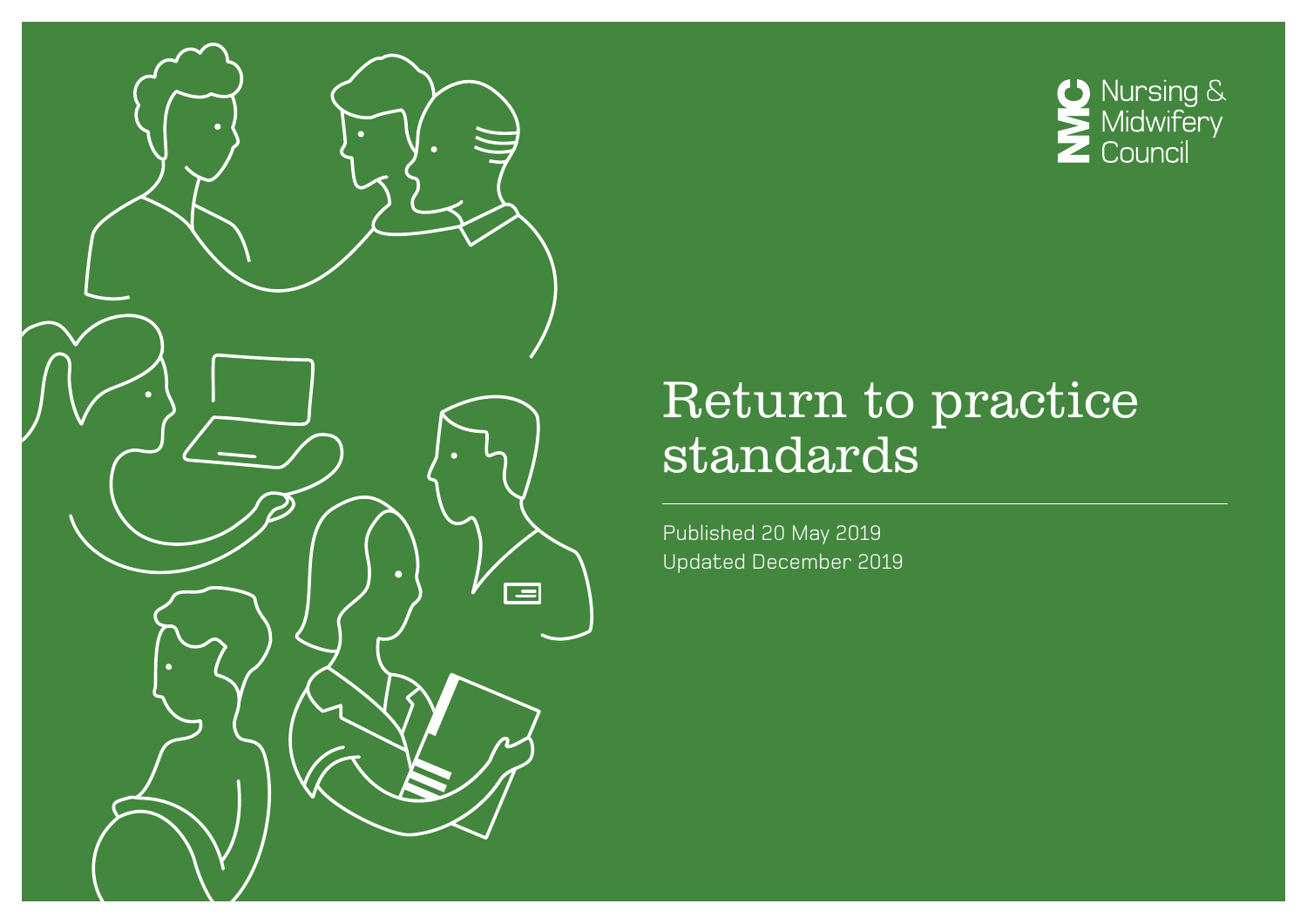Nursing & Midwifery Council

# Return to practice standards

Published 20 May 2019

Updated December 2019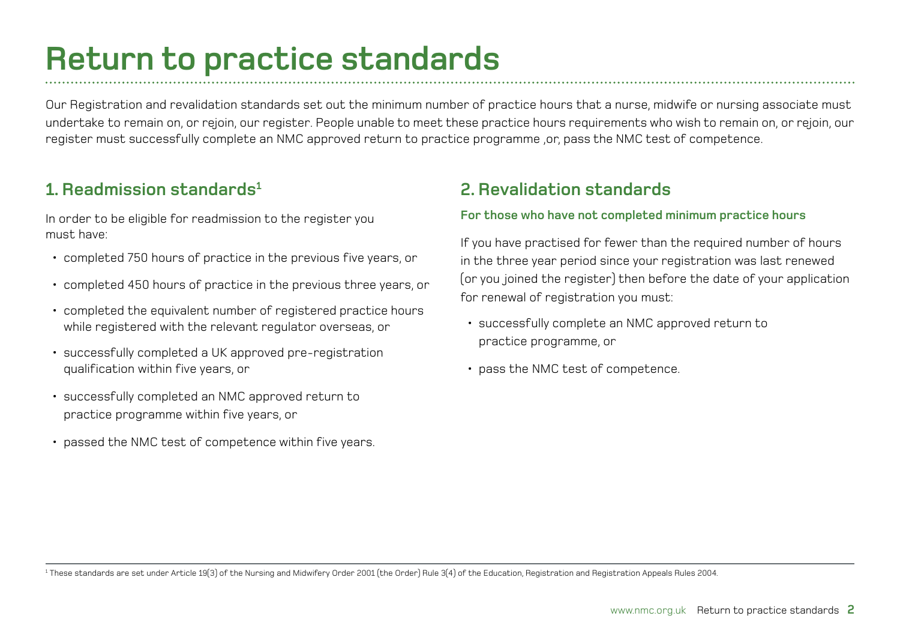# Return to practice standards

Our Registration and revalidation standards set out the minimum number of practice hours that a nurse, midwife or nursing associate must undertake to remain on, or rejoin, our register. People unable to meet these practice hours requirements who wish to remain on, or rejoin, our register must successfully complete an NMC approved return to practice programme ,or, pass the NMC test of competence.

## 1. Readmission standards[1]

In order to be eligible for readmission to the register you must have:

- completed 750 hours of practice in the previous five years, or
- completed 450 hours of practice in the previous three years, or
- completed the equivalent number of registered practice hours while registered with the relevant regulator overseas, or
- successfully completed a UK approved pre-registration qualification within five years, or
- successfully completed an NMC approved return to practice programme within five years, or
- passed the NMC test of competence within five years.

## 2. Revalidation standards

### For those who have not completed minimum practice hours

If you have practised for fewer than the required number of hours in the three year period since your registration was last renewed (or you joined the register) then before the date of your application for renewal of registration you must:

- successfully complete an NMC approved return to practice programme, or
- pass the NMC test of competence.

[1] These standards are set under Article 19(3) of the Nursing and Midwifery Order 2001 (the Order) Rule 3(4) of the Education, Registration and Registration Appeals Rules 2004.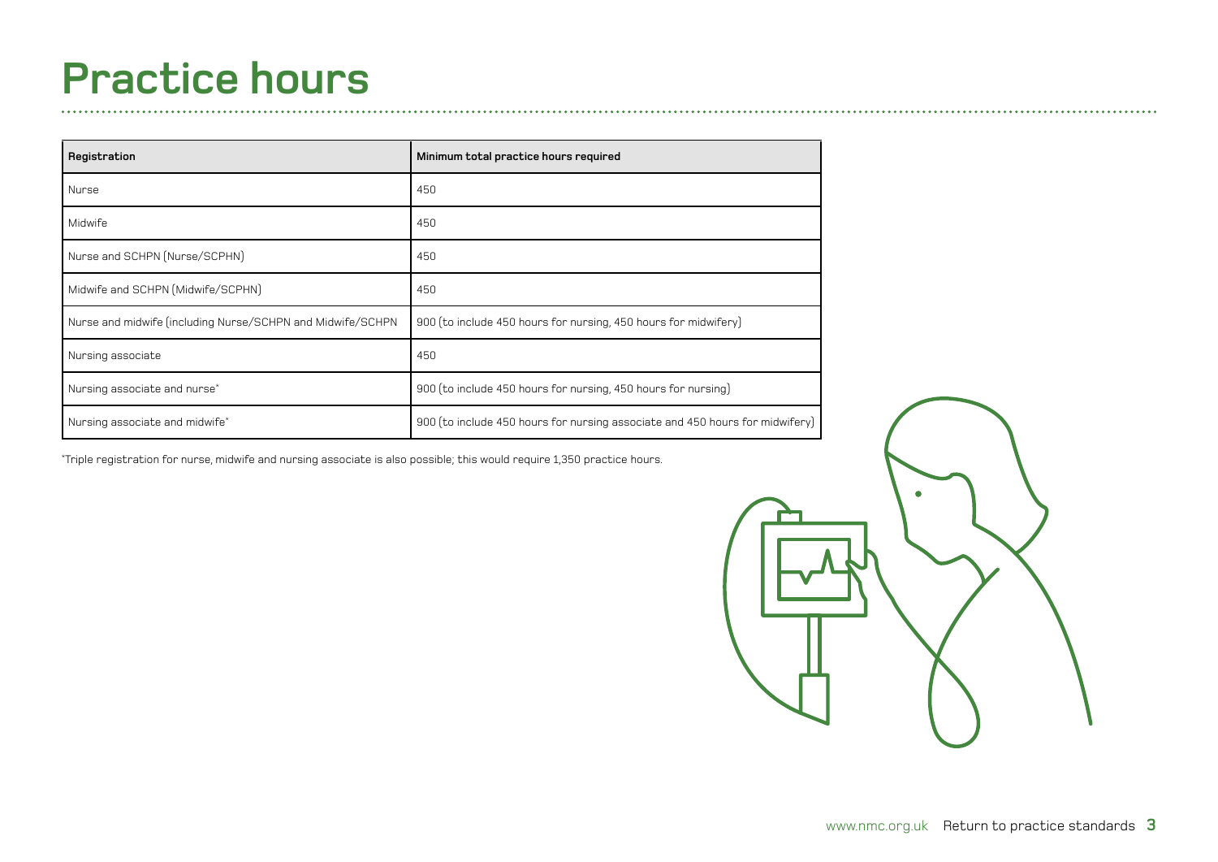# Practice hours

| Registration | Minimum total practice hours required |
| --- | --- |
| Nurse | 450 |
| Midwife | 450 |
| Nurse and SCHPN (Nurse/SCPHN) | 450 |
| Midwife and SCHPN (Midwife/SCPHN) | 450 |
| Nurse and midwife (including Nurse/SCHPN and Midwife/SCHPN | 900 (to include 450 hours for nursing, 450 hours for midwifery) |
| Nursing associate | 450 |
| Nursing associate and nurse* | 900 (to include 450 hours for nursing, 450 hours for nursing) |
| Nursing associate and midwife* | 900 (to include 450 hours for nursing associate and 450 hours for midwifery) |

*Triple registration for nurse, midwife and nursing associate is also possible; this would require 1,350 practice hours.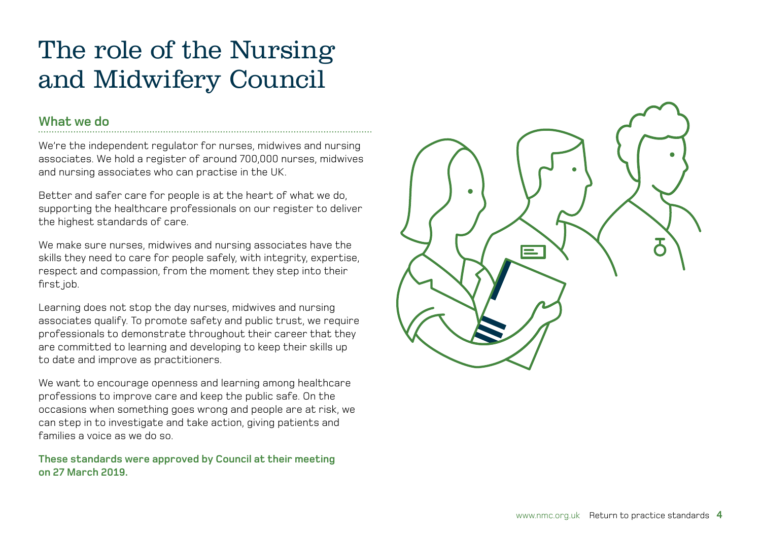# The role of the Nursing and Midwifery Council

## What we do

We're the independent regulator for nurses, midwives and nursing associates. We hold a register of around 700,000 nurses, midwives and nursing associates who can practise in the UK.

Better and safer care for people is at the heart of what we do, supporting the healthcare professionals on our register to deliver the highest standards of care.

We make sure nurses, midwives and nursing associates have the skills they need to care for people safely, with integrity, expertise, respect and compassion, from the moment they step into their first job.

Learning does not stop the day nurses, midwives and nursing associates qualify. To promote safety and public trust, we require professionals to demonstrate throughout their career that they are committed to learning and developing to keep their skills up to date and improve as practitioners.

We want to encourage openness and learning among healthcare professions to improve care and keep the public safe. On the occasions when something goes wrong and people are at risk, we can step in to investigate and take action, giving patients and families a voice as we do so.

**These standards were approved by Council at their meeting on 27 March 2019.**